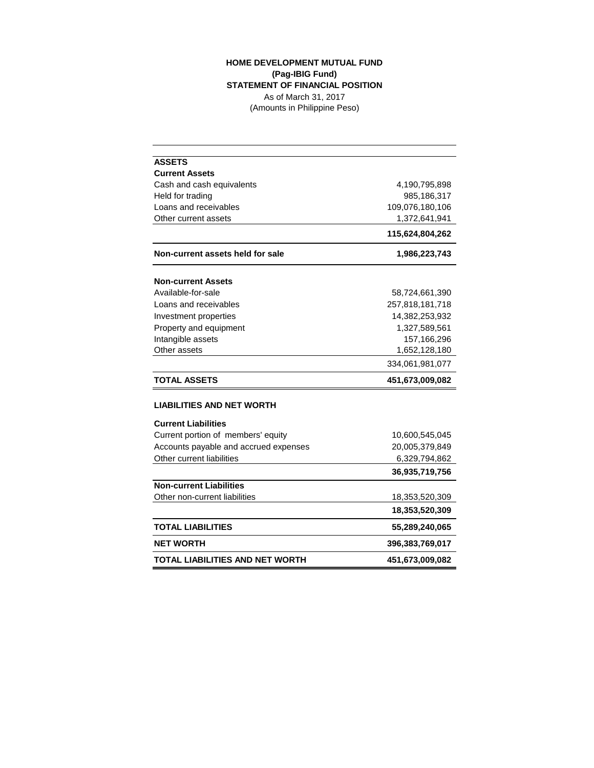**HOME DEVELOPMENT MUTUAL FUND**
**(Pag-IBIG Fund)**
**STATEMENT OF FINANCIAL POSITION**
As of March 31, 2017
(Amounts in Philippine Peso)

| | |
|---|---:|
| **ASSETS** | |
| **Current Assets** | |
| Cash and cash equivalents | 4,190,795,898 |
| Held for trading | 985,186,317 |
| Loans and receivables | 109,076,180,106 |
| Other current assets | 1,372,641,941 |
| | **115,624,804,262** |
| **Non-current assets held for sale** | **1,986,223,743** |
| **Non-current Assets** | |
| Available-for-sale | 58,724,661,390 |
| Loans and receivables | 257,818,181,718 |
| Investment properties | 14,382,253,932 |
| Property and equipment | 1,327,589,561 |
| Intangible assets | 157,166,296 |
| Other assets | 1,652,128,180 |
| | 334,061,981,077 |
| **TOTAL ASSETS** | **451,673,009,082** |
| **LIABILITIES AND NET WORTH** | |
| **Current Liabilities** | |
| Current portion of members' equity | 10,600,545,045 |
| Accounts payable and accrued expenses | 20,005,379,849 |
| Other current liabilities | 6,329,794,862 |
| | **36,935,719,756** |
| **Non-current Liabilities** | |
| Other non-current liabilities | 18,353,520,309 |
| | **18,353,520,309** |
| **TOTAL LIABILITIES** | **55,289,240,065** |
| **NET WORTH** | **396,383,769,017** |
| **TOTAL LIABILITIES AND NET WORTH** | **451,673,009,082** |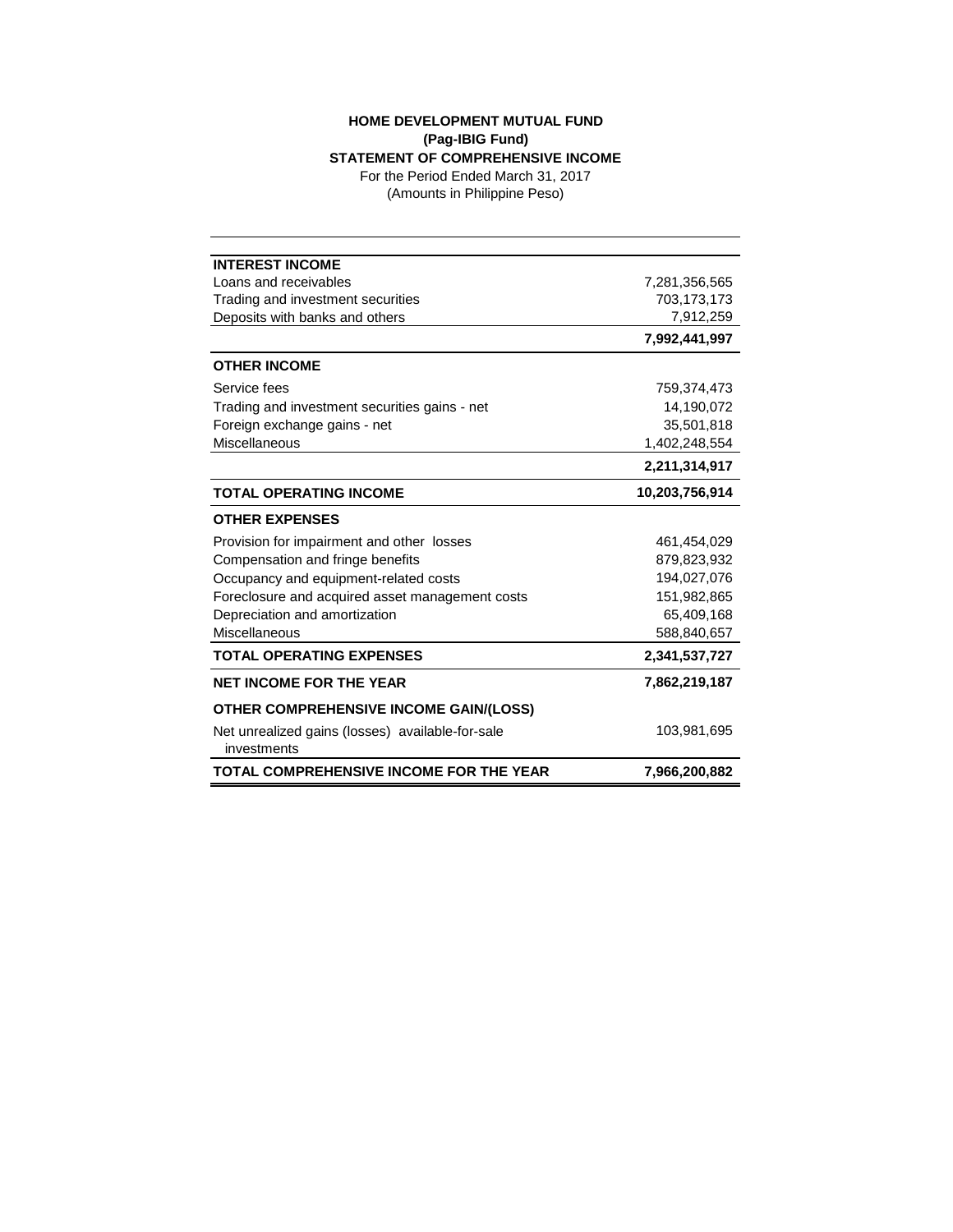**HOME DEVELOPMENT MUTUAL FUND**
**(Pag-IBIG Fund)**
**STATEMENT OF COMPREHENSIVE INCOME**
For the Period Ended March 31, 2017
(Amounts in Philippine Peso)

| | |
|---|---:|
| **INTEREST INCOME** | |
| Loans and receivables | 7,281,356,565 |
| Trading and investment securities | 703,173,173 |
| Deposits with banks and others | 7,912,259 |
| | **7,992,441,997** |
| **OTHER INCOME** | |
| Service fees | 759,374,473 |
| Trading and investment securities gains - net | 14,190,072 |
| Foreign exchange gains - net | 35,501,818 |
| Miscellaneous | 1,402,248,554 |
| | **2,211,314,917** |
| **TOTAL OPERATING INCOME** | **10,203,756,914** |
| **OTHER EXPENSES** | |
| Provision for impairment and other losses | 461,454,029 |
| Compensation and fringe benefits | 879,823,932 |
| Occupancy and equipment-related costs | 194,027,076 |
| Foreclosure and acquired asset management costs | 151,982,865 |
| Depreciation and amortization | 65,409,168 |
| Miscellaneous | 588,840,657 |
| **TOTAL OPERATING EXPENSES** | **2,341,537,727** |
| **NET INCOME FOR THE YEAR** | **7,862,219,187** |
| **OTHER COMPREHENSIVE INCOME GAIN/(LOSS)** | |
| Net unrealized gains (losses) available-for-sale investments | 103,981,695 |
| **TOTAL COMPREHENSIVE INCOME FOR THE YEAR** | **7,966,200,882** |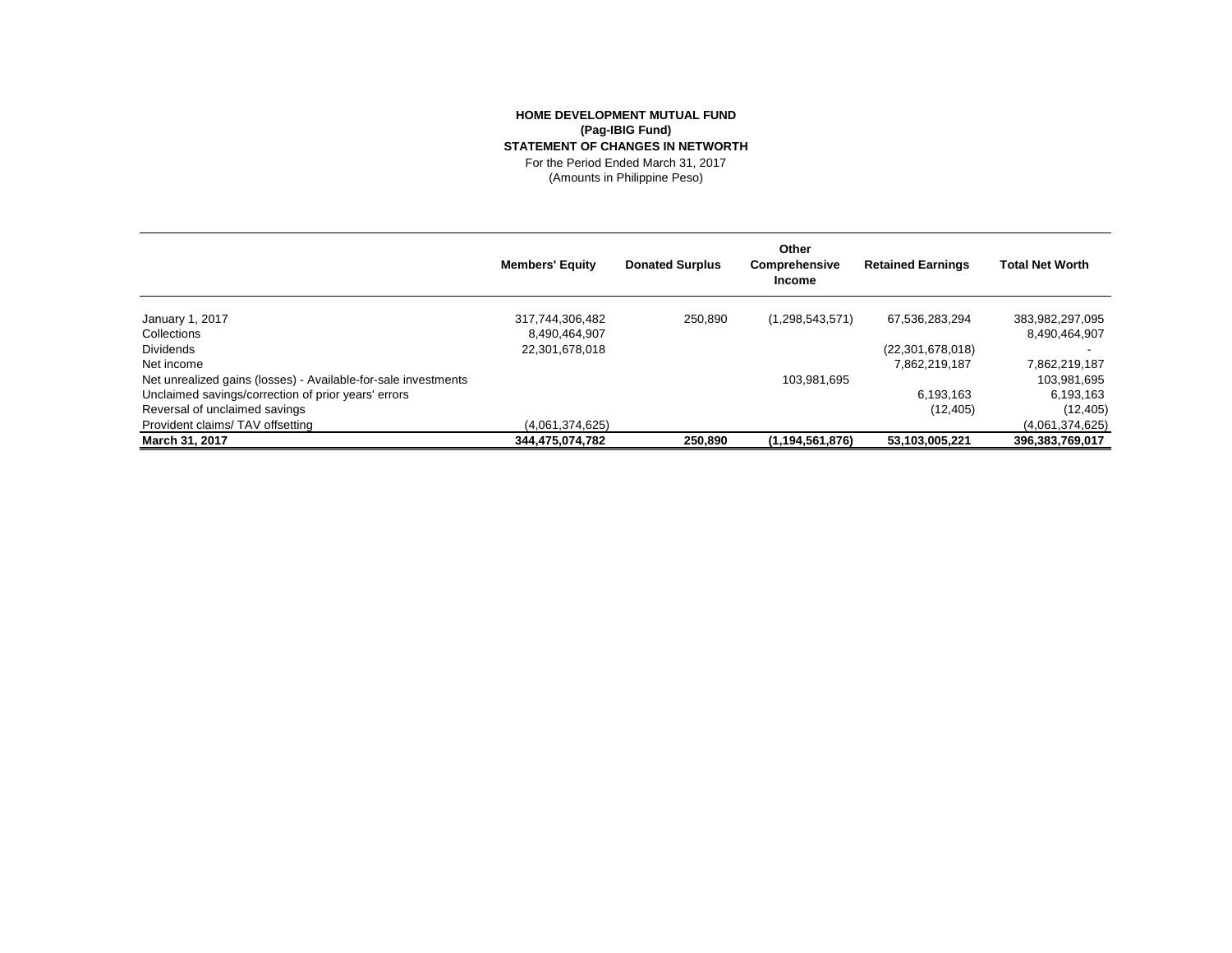**HOME DEVELOPMENT MUTUAL FUND**
**(Pag-IBIG Fund)**
**STATEMENT OF CHANGES IN NETWORTH**
For the Period Ended March 31, 2017
(Amounts in Philippine Peso)

| | Members' Equity | Donated Surplus | Other Comprehensive Income | Retained Earnings | Total Net Worth |
|---|---|---|---|---|---|
| January 1, 2017 | 317,744,306,482 | 250,890 | (1,298,543,571) | 67,536,283,294 | 383,982,297,095 |
| Collections | 8,490,464,907 | | | | 8,490,464,907 |
| Dividends | 22,301,678,018 | | | (22,301,678,018) | - |
| Net income | | | | 7,862,219,187 | 7,862,219,187 |
| Net unrealized gains (losses) - Available-for-sale investments | | | 103,981,695 | | 103,981,695 |
| Unclaimed savings/correction of prior years' errors | | | | 6,193,163 | 6,193,163 |
| Reversal of unclaimed savings | | | | (12,405) | (12,405) |
| Provident claims/ TAV offsetting | (4,061,374,625) | | | | (4,061,374,625) |
| **March 31, 2017** | **344,475,074,782** | **250,890** | **(1,194,561,876)** | **53,103,005,221** | **396,383,769,017** |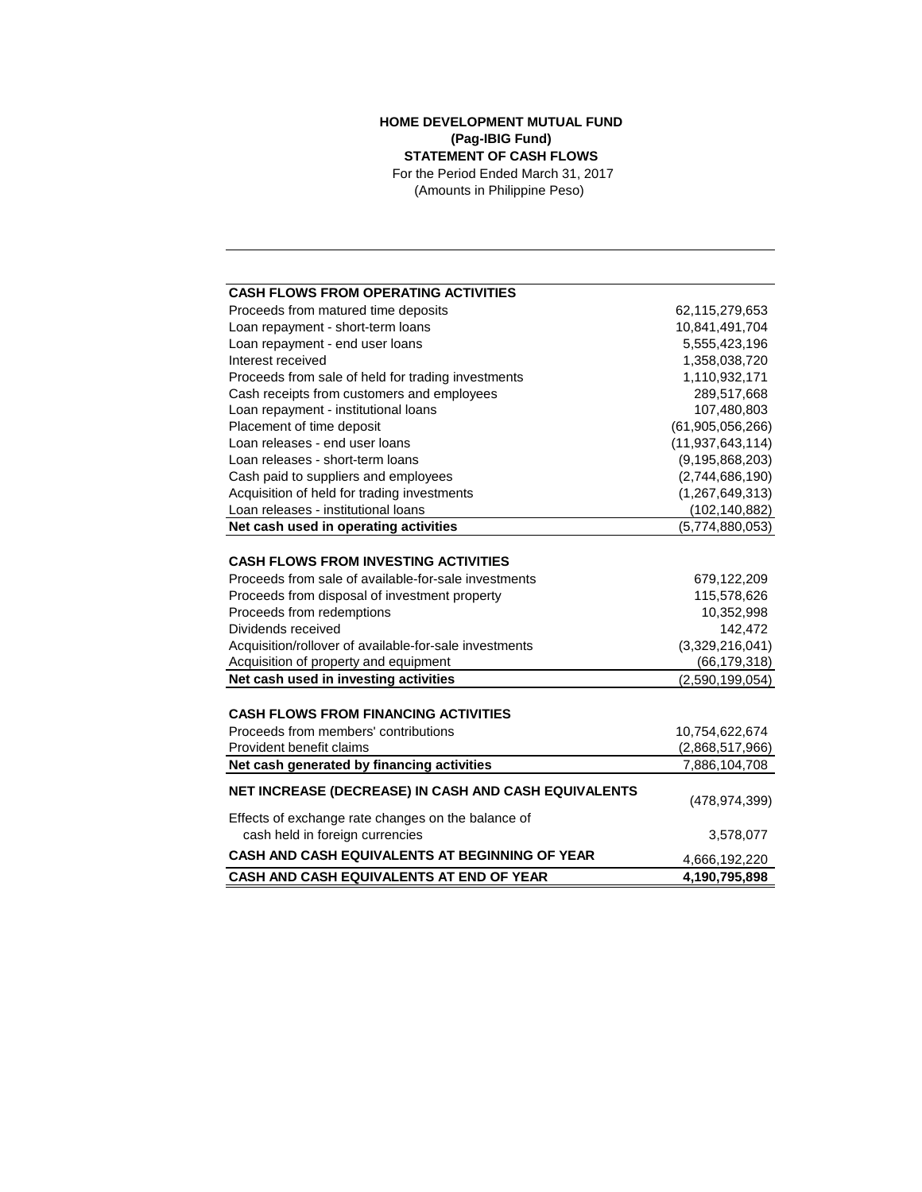**HOME DEVELOPMENT MUTUAL FUND**
**(Pag-IBIG Fund)**
**STATEMENT OF CASH FLOWS**
For the Period Ended March 31, 2017
(Amounts in Philippine Peso)

| | |
|---|---|
| **CASH FLOWS FROM OPERATING ACTIVITIES** | |
| Proceeds from matured time deposits | 62,115,279,653 |
| Loan repayment - short-term loans | 10,841,491,704 |
| Loan repayment - end user loans | 5,555,423,196 |
| Interest received | 1,358,038,720 |
| Proceeds from sale of held for trading investments | 1,110,932,171 |
| Cash receipts from customers and employees | 289,517,668 |
| Loan repayment - institutional loans | 107,480,803 |
| Placement of time deposit | (61,905,056,266) |
| Loan releases - end user loans | (11,937,643,114) |
| Loan releases - short-term loans | (9,195,868,203) |
| Cash paid to suppliers and employees | (2,744,686,190) |
| Acquisition of held for trading investments | (1,267,649,313) |
| Loan releases - institutional loans | (102,140,882) |
| **Net cash used in operating activities** | (5,774,880,053) |
| | |
| **CASH FLOWS FROM INVESTING ACTIVITIES** | |
| Proceeds from sale of available-for-sale investments | 679,122,209 |
| Proceeds from disposal of investment property | 115,578,626 |
| Proceeds from redemptions | 10,352,998 |
| Dividends received | 142,472 |
| Acquisition/rollover of available-for-sale investments | (3,329,216,041) |
| Acquisition of property and equipment | (66,179,318) |
| **Net cash used in investing activities** | (2,590,199,054) |
| | |
| **CASH FLOWS FROM FINANCING ACTIVITIES** | |
| Proceeds from members' contributions | 10,754,622,674 |
| Provident benefit claims | (2,868,517,966) |
| **Net cash generated by financing activities** | 7,886,104,708 |
| **NET INCREASE (DECREASE) IN CASH AND CASH EQUIVALENTS** | (478,974,399) |
| Effects of exchange rate changes on the balance of cash held in foreign currencies | 3,578,077 |
| **CASH AND CASH EQUIVALENTS AT BEGINNING OF YEAR** | 4,666,192,220 |
| **CASH AND CASH EQUIVALENTS AT END OF YEAR** | **4,190,795,898** |